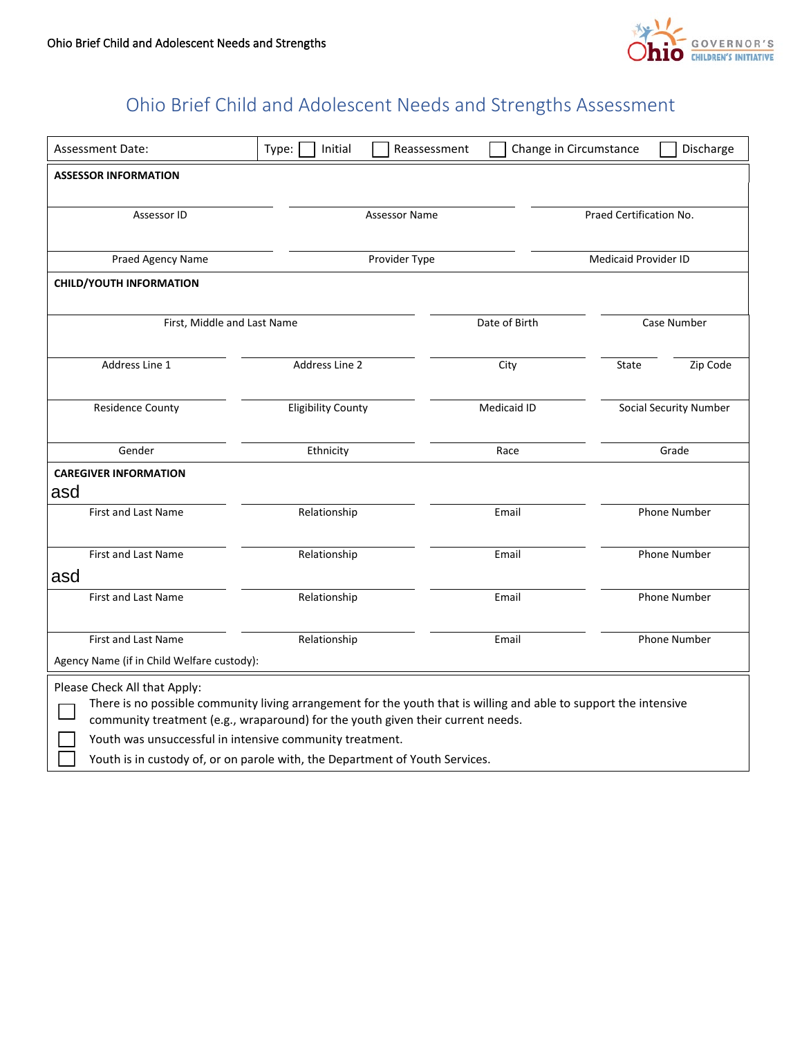# Ohio Brief Child and Adolescent Needs and Strengths Assessment

| Assessment Date: | Type: ☐ Initial ☐ Reassessment ☐ Change in Circumstance ☐ Discharge |
|---|---|

**ASSESSOR INFORMATION**

| | | |
|---|---|---|
| Assessor ID | Assessor Name | Praed Certification No. |
| Praed Agency Name | Provider Type | Medicaid Provider ID |

**CHILD/YOUTH INFORMATION**

| | | | |
|---|---|---|---|
| First, Middle and Last Name | | Date of Birth | Case Number |
| Address Line 1 | Address Line 2 | City | State / Zip Code |
| Residence County | Eligibility County | Medicaid ID | Social Security Number |
| Gender | Ethnicity | Race | Grade |

**CAREGIVER INFORMATION**

| | | | |
|---|---|---|---|
| asd | | | |
| First and Last Name | Relationship | Email | Phone Number |
| | | | |
| First and Last Name | Relationship | Email | Phone Number |
| asd | | | |
| First and Last Name | Relationship | Email | Phone Number |
| | | | |
| First and Last Name | Relationship | Email | Phone Number |

Agency Name (if in Child Welfare custody):

Please Check All that Apply:

- ☐ There is no possible community living arrangement for the youth that is willing and able to support the intensive community treatment (e.g., wraparound) for the youth given their current needs.
- ☐ Youth was unsuccessful in intensive community treatment.
- ☐ Youth is in custody of, or on parole with, the Department of Youth Services.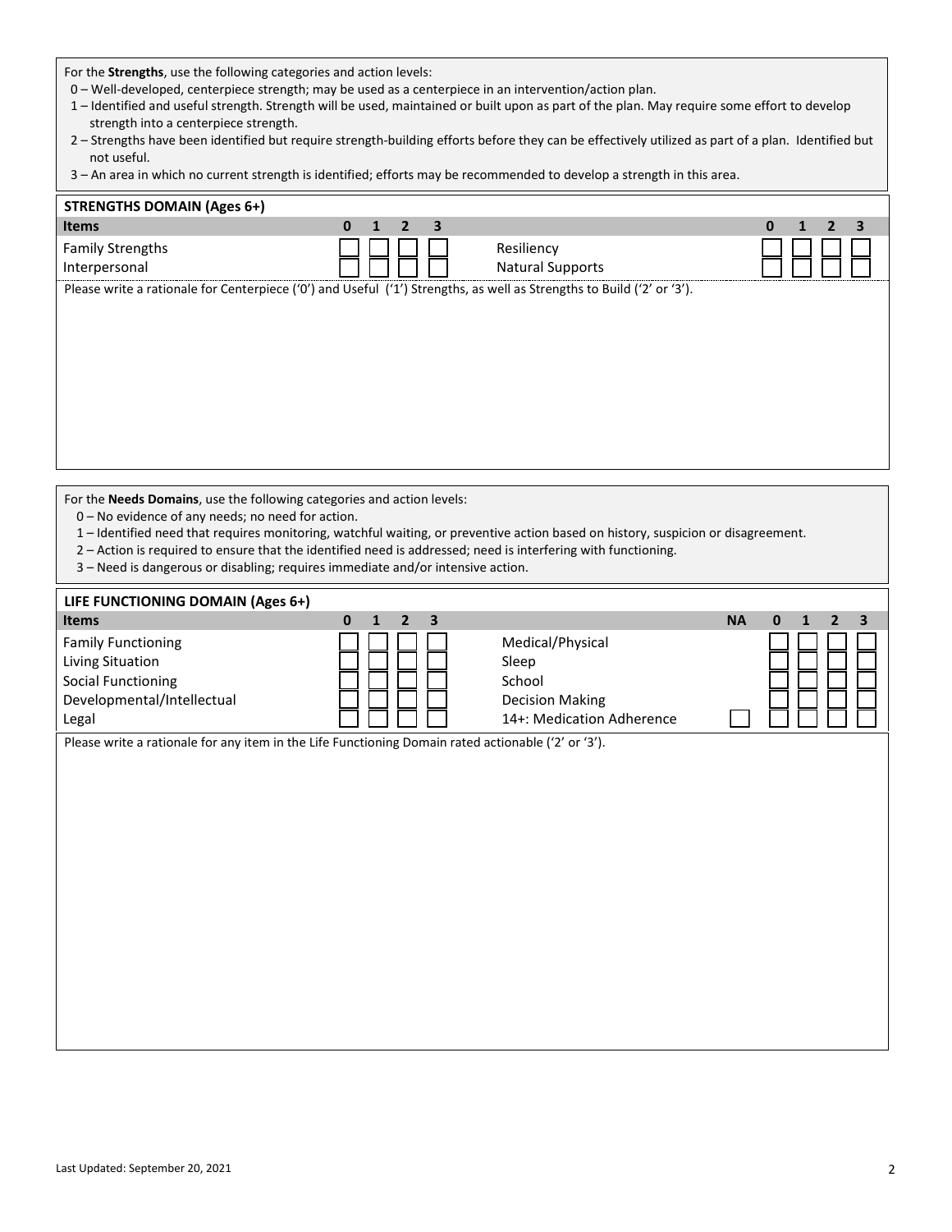For the **Strengths**, use the following categories and action levels:

- 0 – Well-developed, centerpiece strength; may be used as a centerpiece in an intervention/action plan.
- 1 – Identified and useful strength. Strength will be used, maintained or built upon as part of the plan. May require some effort to develop strength into a centerpiece strength.
- 2 – Strengths have been identified but require strength-building efforts before they can be effectively utilized as part of a plan. Identified but not useful.
- 3 – An area in which no current strength is identified; efforts may be recommended to develop a strength in this area.

## STRENGTHS DOMAIN (Ages 6+)

| Items | 0 | 1 | 2 | 3 | Items | 0 | 1 | 2 | 3 |
|---|---|---|---|---|---|---|---|---|---|
| Family Strengths | ☐ | ☐ | ☐ | ☐ | Resiliency | ☐ | ☐ | ☐ | ☐ |
| Interpersonal | ☐ | ☐ | ☐ | ☐ | Natural Supports | ☐ | ☐ | ☐ | ☐ |

Please write a rationale for Centerpiece ('0') and Useful ('1') Strengths, as well as Strengths to Build ('2' or '3').

For the **Needs Domains**, use the following categories and action levels:

- 0 – No evidence of any needs; no need for action.
- 1 – Identified need that requires monitoring, watchful waiting, or preventive action based on history, suspicion or disagreement.
- 2 – Action is required to ensure that the identified need is addressed; need is interfering with functioning.
- 3 – Need is dangerous or disabling; requires immediate and/or intensive action.

## LIFE FUNCTIONING DOMAIN (Ages 6+)

| Items | 0 | 1 | 2 | 3 | Items | NA | 0 | 1 | 2 | 3 |
|---|---|---|---|---|---|---|---|---|---|---|
| Family Functioning | ☐ | ☐ | ☐ | ☐ | Medical/Physical | | ☐ | ☐ | ☐ | ☐ |
| Living Situation | ☐ | ☐ | ☐ | ☐ | Sleep | | ☐ | ☐ | ☐ | ☐ |
| Social Functioning | ☐ | ☐ | ☐ | ☐ | School | | ☐ | ☐ | ☐ | ☐ |
| Developmental/Intellectual | ☐ | ☐ | ☐ | ☐ | Decision Making | | ☐ | ☐ | ☐ | ☐ |
| Legal | ☐ | ☐ | ☐ | ☐ | 14+: Medication Adherence | ☐ | ☐ | ☐ | ☐ | ☐ |

Please write a rationale for any item in the Life Functioning Domain rated actionable ('2' or '3').

Last Updated: September 20, 2021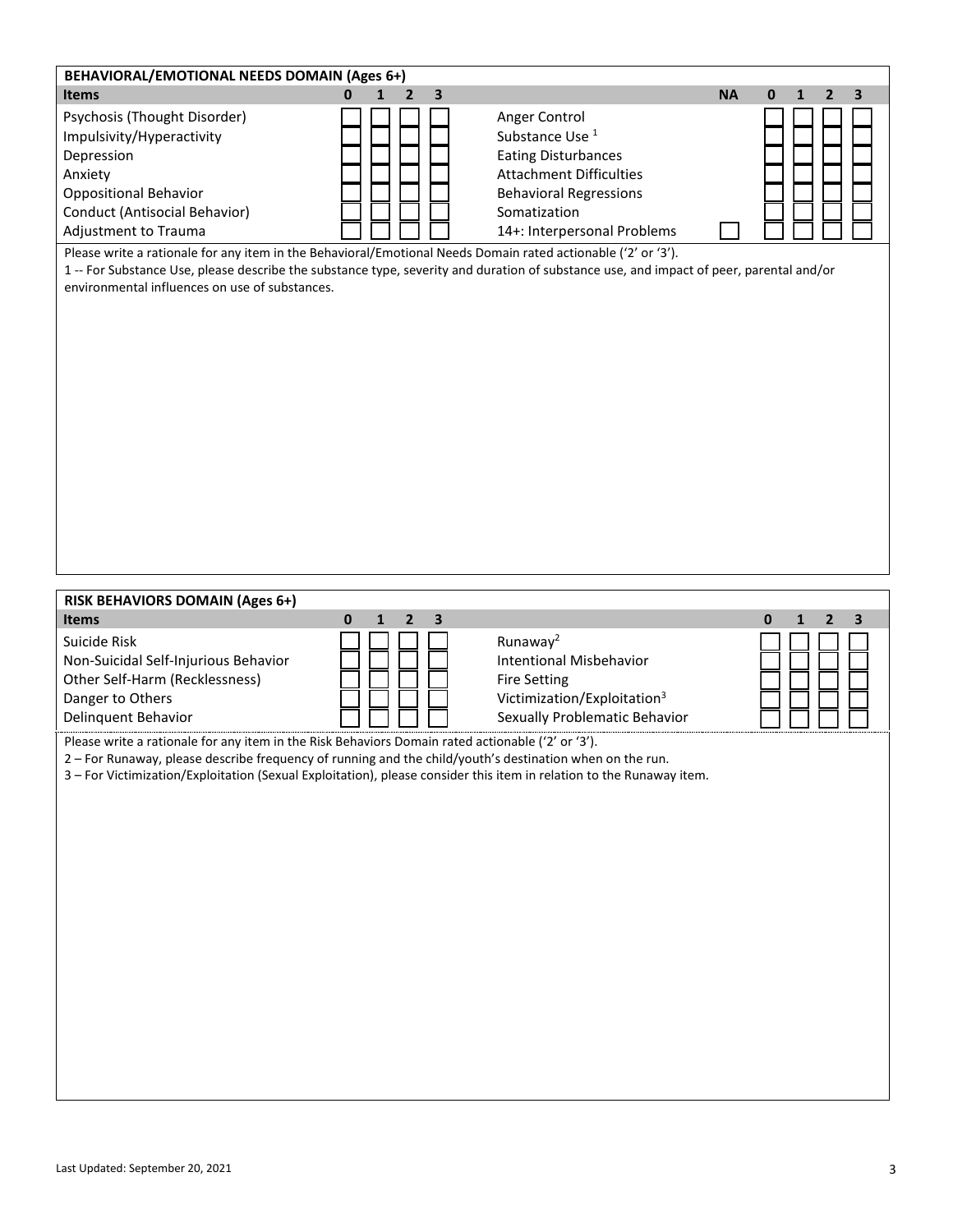## BEHAVIORAL/EMOTIONAL NEEDS DOMAIN (Ages 6+)

| Items | 0 | 1 | 2 | 3 | | NA | 0 | 1 | 2 | 3 |
|---|---|---|---|---|---|---|---|---|---|---|
| Psychosis (Thought Disorder) | ☐ | ☐ | ☐ | ☐ | Anger Control | | ☐ | ☐ | ☐ | ☐ |
| Impulsivity/Hyperactivity | ☐ | ☐ | ☐ | ☐ | Substance Use [1] | | ☐ | ☐ | ☐ | ☐ |
| Depression | ☐ | ☐ | ☐ | ☐ | Eating Disturbances | | ☐ | ☐ | ☐ | ☐ |
| Anxiety | ☐ | ☐ | ☐ | ☐ | Attachment Difficulties | | ☐ | ☐ | ☐ | ☐ |
| Oppositional Behavior | ☐ | ☐ | ☐ | ☐ | Behavioral Regressions | | ☐ | ☐ | ☐ | ☐ |
| Conduct (Antisocial Behavior) | ☐ | ☐ | ☐ | ☐ | Somatization | | ☐ | ☐ | ☐ | ☐ |
| Adjustment to Trauma | ☐ | ☐ | ☐ | ☐ | 14+: Interpersonal Problems | ☐ | ☐ | ☐ | ☐ | ☐ |

Please write a rationale for any item in the Behavioral/Emotional Needs Domain rated actionable ('2' or '3').

1 -- For Substance Use, please describe the substance type, severity and duration of substance use, and impact of peer, parental and/or environmental influences on use of substances.

## RISK BEHAVIORS DOMAIN (Ages 6+)

| Items | 0 | 1 | 2 | 3 | | 0 | 1 | 2 | 3 |
|---|---|---|---|---|---|---|---|---|---|
| Suicide Risk | ☐ | ☐ | ☐ | ☐ | Runaway[2] | ☐ | ☐ | ☐ | ☐ |
| Non-Suicidal Self-Injurious Behavior | ☐ | ☐ | ☐ | ☐ | Intentional Misbehavior | ☐ | ☐ | ☐ | ☐ |
| Other Self-Harm (Recklessness) | ☐ | ☐ | ☐ | ☐ | Fire Setting | ☐ | ☐ | ☐ | ☐ |
| Danger to Others | ☐ | ☐ | ☐ | ☐ | Victimization/Exploitation[3] | ☐ | ☐ | ☐ | ☐ |
| Delinquent Behavior | ☐ | ☐ | ☐ | ☐ | Sexually Problematic Behavior | ☐ | ☐ | ☐ | ☐ |

Please write a rationale for any item in the Risk Behaviors Domain rated actionable ('2' or '3').

2 – For Runaway, please describe frequency of running and the child/youth's destination when on the run.

3 – For Victimization/Exploitation (Sexual Exploitation), please consider this item in relation to the Runaway item.

Last Updated: September 20, 2021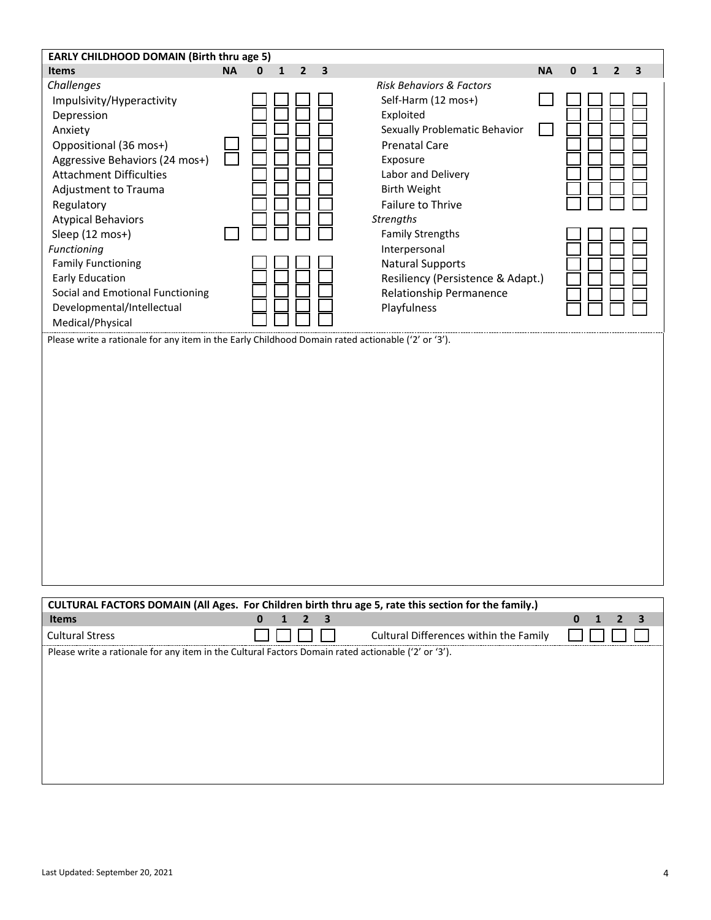**EARLY CHILDHOOD DOMAIN (Birth thru age 5)**

| Items | NA | 0 | 1 | 2 | 3 | | NA | 0 | 1 | 2 | 3 |
|---|---|---|---|---|---|---|---|---|---|---|---|
| *Challenges* | | | | | | *Risk Behaviors & Factors* | | | | | |
| Impulsivity/Hyperactivity | | ☐ | ☐ | ☐ | ☐ | Self-Harm (12 mos+) | ☐ | ☐ | ☐ | ☐ | ☐ |
| Depression | | ☐ | ☐ | ☐ | ☐ | Exploited | | ☐ | ☐ | ☐ | ☐ |
| Anxiety | | ☐ | ☐ | ☐ | ☐ | Sexually Problematic Behavior | ☐ | ☐ | ☐ | ☐ | ☐ |
| Oppositional (36 mos+) | ☐ | ☐ | ☐ | ☐ | ☐ | Prenatal Care | | ☐ | ☐ | ☐ | ☐ |
| Aggressive Behaviors (24 mos+) | ☐ | ☐ | ☐ | ☐ | ☐ | Exposure | | ☐ | ☐ | ☐ | ☐ |
| Attachment Difficulties | | ☐ | ☐ | ☐ | ☐ | Labor and Delivery | | ☐ | ☐ | ☐ | ☐ |
| Adjustment to Trauma | | ☐ | ☐ | ☐ | ☐ | Birth Weight | | ☐ | ☐ | ☐ | ☐ |
| Regulatory | | ☐ | ☐ | ☐ | ☐ | Failure to Thrive | | ☐ | ☐ | ☐ | ☐ |
| Atypical Behaviors | | ☐ | ☐ | ☐ | ☐ | *Strengths* | | | | | |
| Sleep (12 mos+) | ☐ | ☐ | ☐ | ☐ | ☐ | Family Strengths | | ☐ | ☐ | ☐ | ☐ |
| *Functioning* | | | | | | Interpersonal | | ☐ | ☐ | ☐ | ☐ |
| Family Functioning | | ☐ | ☐ | ☐ | ☐ | Natural Supports | | ☐ | ☐ | ☐ | ☐ |
| Early Education | | ☐ | ☐ | ☐ | ☐ | Resiliency (Persistence & Adapt.) | | ☐ | ☐ | ☐ | ☐ |
| Social and Emotional Functioning | | ☐ | ☐ | ☐ | ☐ | Relationship Permanence | | ☐ | ☐ | ☐ | ☐ |
| Developmental/Intellectual | | ☐ | ☐ | ☐ | ☐ | Playfulness | | ☐ | ☐ | ☐ | ☐ |
| Medical/Physical | | ☐ | ☐ | ☐ | ☐ | | | | | | |

Please write a rationale for any item in the Early Childhood Domain rated actionable ('2' or '3').

**CULTURAL FACTORS DOMAIN (All Ages. For Children birth thru age 5, rate this section for the family.)**

| Items | 0 | 1 | 2 | 3 | | 0 | 1 | 2 | 3 |
|---|---|---|---|---|---|---|---|---|---|
| Cultural Stress | ☐ | ☐ | ☐ | ☐ | Cultural Differences within the Family | ☐ | ☐ | ☐ | ☐ |

Please write a rationale for any item in the Cultural Factors Domain rated actionable ('2' or '3').

Last Updated: September 20, 2021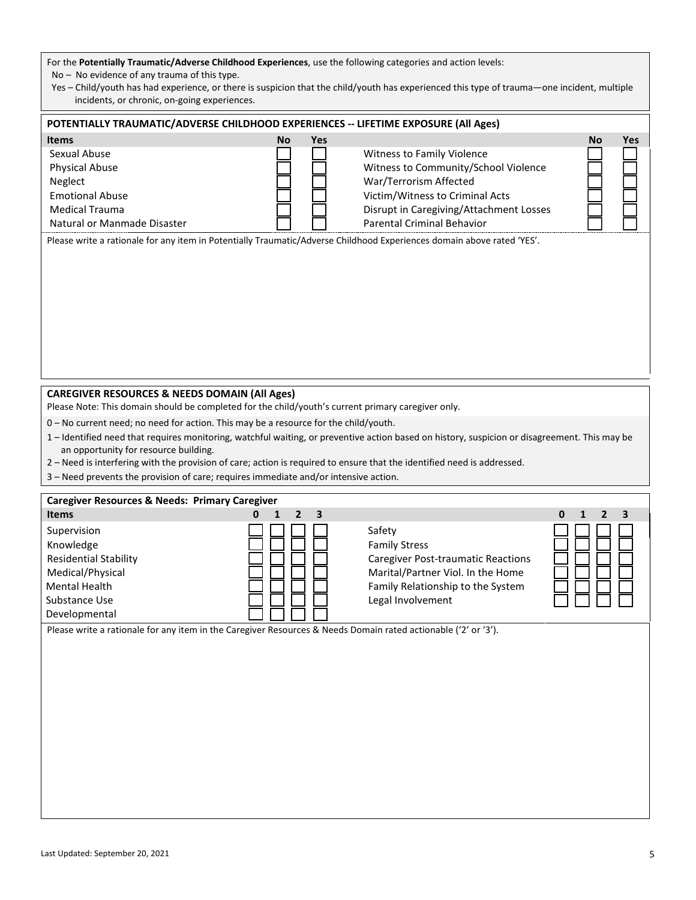For the **Potentially Traumatic/Adverse Childhood Experiences**, use the following categories and action levels:

No – No evidence of any trauma of this type.

Yes – Child/youth has had experience, or there is suspicion that the child/youth has experienced this type of trauma—one incident, multiple incidents, or chronic, on-going experiences.

## POTENTIALLY TRAUMATIC/ADVERSE CHILDHOOD EXPERIENCES -- LIFETIME EXPOSURE (All Ages)

| Items | No | Yes | | No | Yes |
| --- | --- | --- | --- | --- | --- |
| Sexual Abuse | ☐ | ☐ | Witness to Family Violence | ☐ | ☐ |
| Physical Abuse | ☐ | ☐ | Witness to Community/School Violence | ☐ | ☐ |
| Neglect | ☐ | ☐ | War/Terrorism Affected | ☐ | ☐ |
| Emotional Abuse | ☐ | ☐ | Victim/Witness to Criminal Acts | ☐ | ☐ |
| Medical Trauma | ☐ | ☐ | Disrupt in Caregiving/Attachment Losses | ☐ | ☐ |
| Natural or Manmade Disaster | ☐ | ☐ | Parental Criminal Behavior | ☐ | ☐ |

Please write a rationale for any item in Potentially Traumatic/Adverse Childhood Experiences domain above rated 'YES'.

## CAREGIVER RESOURCES & NEEDS DOMAIN (All Ages)

Please Note: This domain should be completed for the child/youth's current primary caregiver only.

0 – No current need; no need for action. This may be a resource for the child/youth.

1 – Identified need that requires monitoring, watchful waiting, or preventive action based on history, suspicion or disagreement. This may be an opportunity for resource building.

2 – Need is interfering with the provision of care; action is required to ensure that the identified need is addressed.

3 – Need prevents the provision of care; requires immediate and/or intensive action.

### Caregiver Resources & Needs: Primary Caregiver

| Items | 0 | 1 | 2 | 3 | | 0 | 1 | 2 | 3 |
| --- | --- | --- | --- | --- | --- | --- | --- | --- | --- |
| Supervision | ☐ | ☐ | ☐ | ☐ | Safety | ☐ | ☐ | ☐ | ☐ |
| Knowledge | ☐ | ☐ | ☐ | ☐ | Family Stress | ☐ | ☐ | ☐ | ☐ |
| Residential Stability | ☐ | ☐ | ☐ | ☐ | Caregiver Post-traumatic Reactions | ☐ | ☐ | ☐ | ☐ |
| Medical/Physical | ☐ | ☐ | ☐ | ☐ | Marital/Partner Viol. In the Home | ☐ | ☐ | ☐ | ☐ |
| Mental Health | ☐ | ☐ | ☐ | ☐ | Family Relationship to the System | ☐ | ☐ | ☐ | ☐ |
| Substance Use | ☐ | ☐ | ☐ | ☐ | Legal Involvement | ☐ | ☐ | ☐ | ☐ |
| Developmental | ☐ | ☐ | ☐ | ☐ | | | | | |

Please write a rationale for any item in the Caregiver Resources & Needs Domain rated actionable ('2' or '3').

Last Updated: September 20, 2021